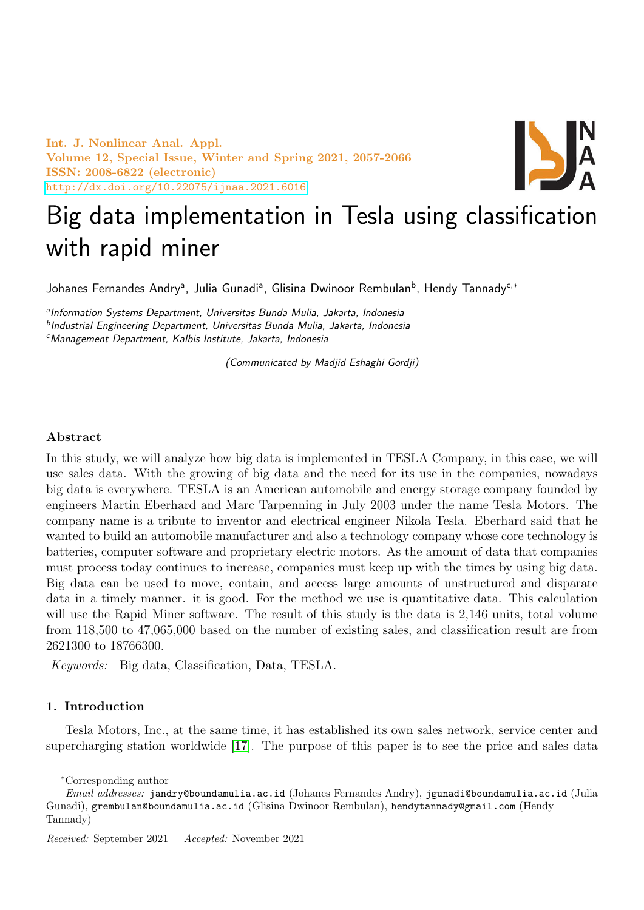# Big data implementation in Tesla using classification with rapid miner

Johanes Fernandes Andry[a], Julia Gunadi[a], Glisina Dwinoor Rembulan[b], Hendy Tannady[c,*]

[a]*Information Systems Department, Universitas Bunda Mulia, Jakarta, Indonesia*
[b]*Industrial Engineering Department, Universitas Bunda Mulia, Jakarta, Indonesia*
[c]*Management Department, Kalbis Institute, Jakarta, Indonesia*

*(Communicated by Madjid Eshaghi Gordji)*

---

**Abstract**

In this study, we will analyze how big data is implemented in TESLA Company, in this case, we will use sales data. With the growing of big data and the need for its use in the companies, nowadays big data is everywhere. TESLA is an American automobile and energy storage company founded by engineers Martin Eberhard and Marc Tarpenning in July 2003 under the name Tesla Motors. The company name is a tribute to inventor and electrical engineer Nikola Tesla. Eberhard said that he wanted to build an automobile manufacturer and also a technology company whose core technology is batteries, computer software and proprietary electric motors. As the amount of data that companies must process today continues to increase, companies must keep up with the times by using big data. Big data can be used to move, contain, and access large amounts of unstructured and disparate data in a timely manner. it is good. For the method we use is quantitative data. This calculation will use the Rapid Miner software. The result of this study is the data is 2,146 units, total volume from 118,500 to 47,065,000 based on the number of existing sales, and classification result are from 2621300 to 18766300.

*Keywords:* Big data, Classification, Data, TESLA.

---

## 1. Introduction

Tesla Motors, Inc., at the same time, it has established its own sales network, service center and supercharging station worldwide [17]. The purpose of this paper is to see the price and sales data

---

*Corresponding author

*Email addresses:* jandry@boundamulia.ac.id (Johanes Fernandes Andry), jgunadi@boundamulia.ac.id (Julia Gunadi), grembulan@boundamulia.ac.id (Glisina Dwinoor Rembulan), hendytannady@gmail.com (Hendy Tannady)

*Received:* September 2021 *Accepted:* November 2021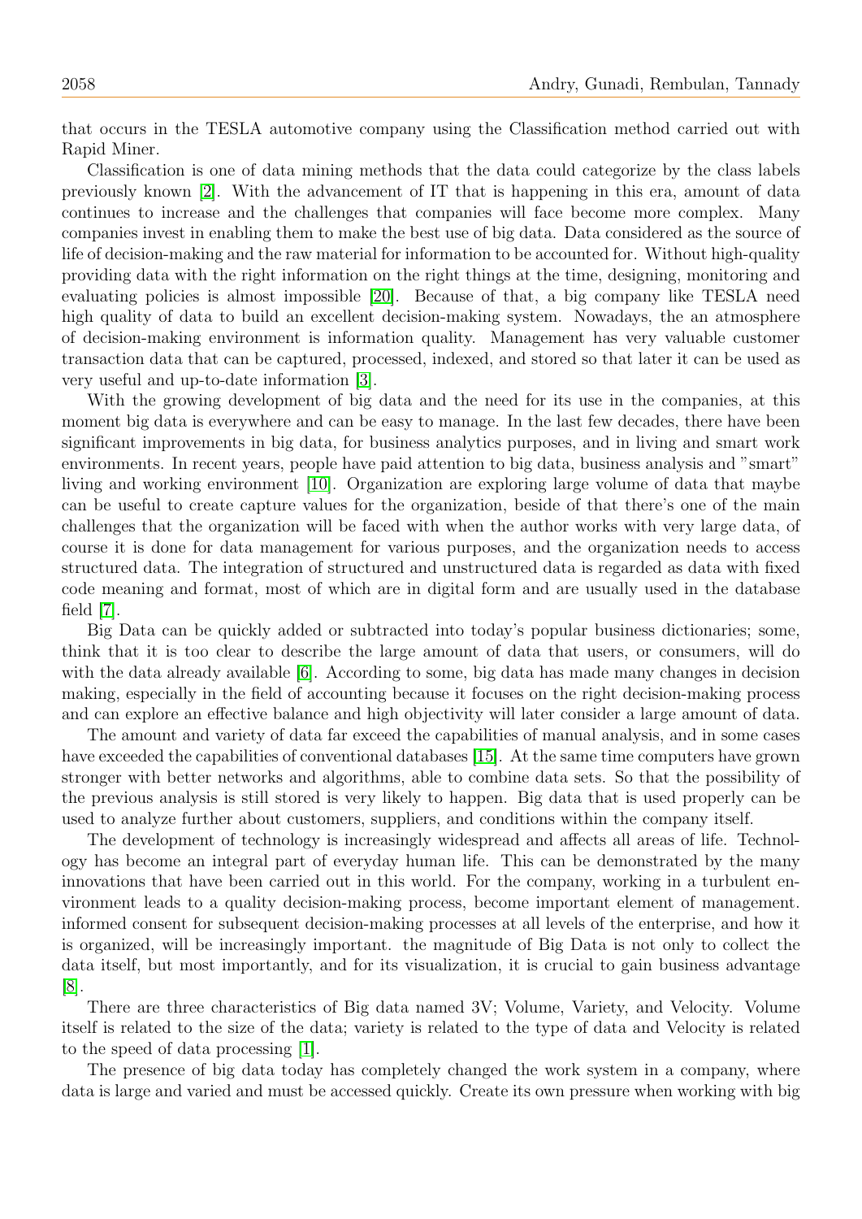that occurs in the TESLA automotive company using the Classification method carried out with Rapid Miner.

Classification is one of data mining methods that the data could categorize by the class labels previously known [2]. With the advancement of IT that is happening in this era, amount of data continues to increase and the challenges that companies will face become more complex. Many companies invest in enabling them to make the best use of big data. Data considered as the source of life of decision-making and the raw material for information to be accounted for. Without high-quality providing data with the right information on the right things at the time, designing, monitoring and evaluating policies is almost impossible [20]. Because of that, a big company like TESLA need high quality of data to build an excellent decision-making system. Nowadays, the an atmosphere of decision-making environment is information quality. Management has very valuable customer transaction data that can be captured, processed, indexed, and stored so that later it can be used as very useful and up-to-date information [3].

With the growing development of big data and the need for its use in the companies, at this moment big data is everywhere and can be easy to manage. In the last few decades, there have been significant improvements in big data, for business analytics purposes, and in living and smart work environments. In recent years, people have paid attention to big data, business analysis and "smart" living and working environment [10]. Organization are exploring large volume of data that maybe can be useful to create capture values for the organization, beside of that there's one of the main challenges that the organization will be faced with when the author works with very large data, of course it is done for data management for various purposes, and the organization needs to access structured data. The integration of structured and unstructured data is regarded as data with fixed code meaning and format, most of which are in digital form and are usually used in the database field [7].

Big Data can be quickly added or subtracted into today's popular business dictionaries; some, think that it is too clear to describe the large amount of data that users, or consumers, will do with the data already available [6]. According to some, big data has made many changes in decision making, especially in the field of accounting because it focuses on the right decision-making process and can explore an effective balance and high objectivity will later consider a large amount of data.

The amount and variety of data far exceed the capabilities of manual analysis, and in some cases have exceeded the capabilities of conventional databases [15]. At the same time computers have grown stronger with better networks and algorithms, able to combine data sets. So that the possibility of the previous analysis is still stored is very likely to happen. Big data that is used properly can be used to analyze further about customers, suppliers, and conditions within the company itself.

The development of technology is increasingly widespread and affects all areas of life. Technology has become an integral part of everyday human life. This can be demonstrated by the many innovations that have been carried out in this world. For the company, working in a turbulent environment leads to a quality decision-making process, become important element of management. informed consent for subsequent decision-making processes at all levels of the enterprise, and how it is organized, will be increasingly important. the magnitude of Big Data is not only to collect the data itself, but most importantly, and for its visualization, it is crucial to gain business advantage [8].

There are three characteristics of Big data named 3V; Volume, Variety, and Velocity. Volume itself is related to the size of the data; variety is related to the type of data and Velocity is related to the speed of data processing [1].

The presence of big data today has completely changed the work system in a company, where data is large and varied and must be accessed quickly. Create its own pressure when working with big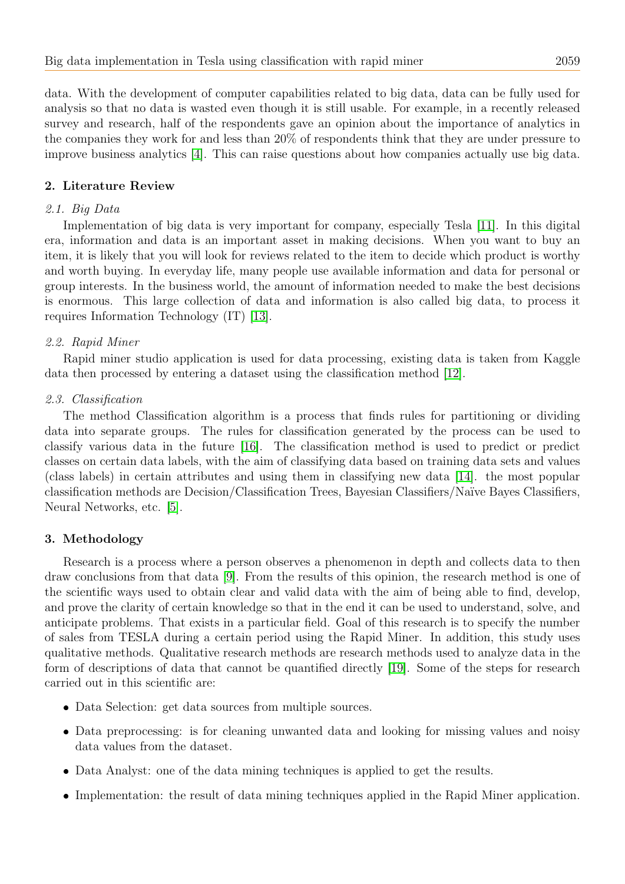data. With the development of computer capabilities related to big data, data can be fully used for analysis so that no data is wasted even though it is still usable. For example, in a recently released survey and research, half of the respondents gave an opinion about the importance of analytics in the companies they work for and less than 20% of respondents think that they are under pressure to improve business analytics [4]. This can raise questions about how companies actually use big data.

## 2. Literature Review

### *2.1. Big Data*

Implementation of big data is very important for company, especially Tesla [11]. In this digital era, information and data is an important asset in making decisions. When you want to buy an item, it is likely that you will look for reviews related to the item to decide which product is worthy and worth buying. In everyday life, many people use available information and data for personal or group interests. In the business world, the amount of information needed to make the best decisions is enormous. This large collection of data and information is also called big data, to process it requires Information Technology (IT) [13].

### *2.2. Rapid Miner*

Rapid miner studio application is used for data processing, existing data is taken from Kaggle data then processed by entering a dataset using the classification method [12].

### *2.3. Classification*

The method Classification algorithm is a process that finds rules for partitioning or dividing data into separate groups. The rules for classification generated by the process can be used to classify various data in the future [16]. The classification method is used to predict or predict classes on certain data labels, with the aim of classifying data based on training data sets and values (class labels) in certain attributes and using them in classifying new data [14]. the most popular classification methods are Decision/Classification Trees, Bayesian Classifiers/Naïve Bayes Classifiers, Neural Networks, etc. [5].

## 3. Methodology

Research is a process where a person observes a phenomenon in depth and collects data to then draw conclusions from that data [9]. From the results of this opinion, the research method is one of the scientific ways used to obtain clear and valid data with the aim of being able to find, develop, and prove the clarity of certain knowledge so that in the end it can be used to understand, solve, and anticipate problems. That exists in a particular field. Goal of this research is to specify the number of sales from TESLA during a certain period using the Rapid Miner. In addition, this study uses qualitative methods. Qualitative research methods are research methods used to analyze data in the form of descriptions of data that cannot be quantified directly [19]. Some of the steps for research carried out in this scientific are:

- Data Selection: get data sources from multiple sources.
- Data preprocessing: is for cleaning unwanted data and looking for missing values and noisy data values from the dataset.
- Data Analyst: one of the data mining techniques is applied to get the results.
- Implementation: the result of data mining techniques applied in the Rapid Miner application.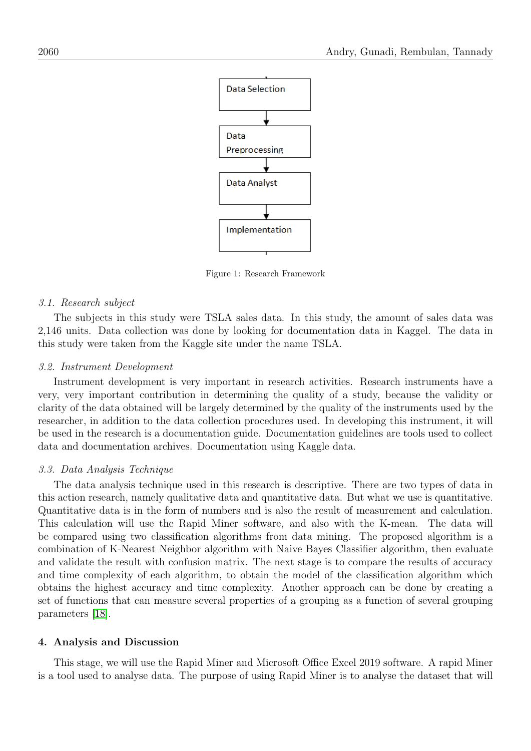Data Selection

Data Preprocessing

Data Analyst

Implementation

Figure 1: Research Framework

*3.1. Research subject*

The subjects in this study were TSLA sales data. In this study, the amount of sales data was 2,146 units. Data collection was done by looking for documentation data in Kaggel. The data in this study were taken from the Kaggle site under the name TSLA.

*3.2. Instrument Development*

Instrument development is very important in research activities. Research instruments have a very, very important contribution in determining the quality of a study, because the validity or clarity of the data obtained will be largely determined by the quality of the instruments used by the researcher, in addition to the data collection procedures used. In developing this instrument, it will be used in the research is a documentation guide. Documentation guidelines are tools used to collect data and documentation archives. Documentation using Kaggle data.

*3.3. Data Analysis Technique*

The data analysis technique used in this research is descriptive. There are two types of data in this action research, namely qualitative data and quantitative data. But what we use is quantitative. Quantitative data is in the form of numbers and is also the result of measurement and calculation. This calculation will use the Rapid Miner software, and also with the K-mean. The data will be compared using two classification algorithms from data mining. The proposed algorithm is a combination of K-Nearest Neighbor algorithm with Naive Bayes Classifier algorithm, then evaluate and validate the result with confusion matrix. The next stage is to compare the results of accuracy and time complexity of each algorithm, to obtain the model of the classification algorithm which obtains the highest accuracy and time complexity. Another approach can be done by creating a set of functions that can measure several properties of a grouping as a function of several grouping parameters [18].

## 4. Analysis and Discussion

This stage, we will use the Rapid Miner and Microsoft Office Excel 2019 software. A rapid Miner is a tool used to analyse data. The purpose of using Rapid Miner is to analyse the dataset that will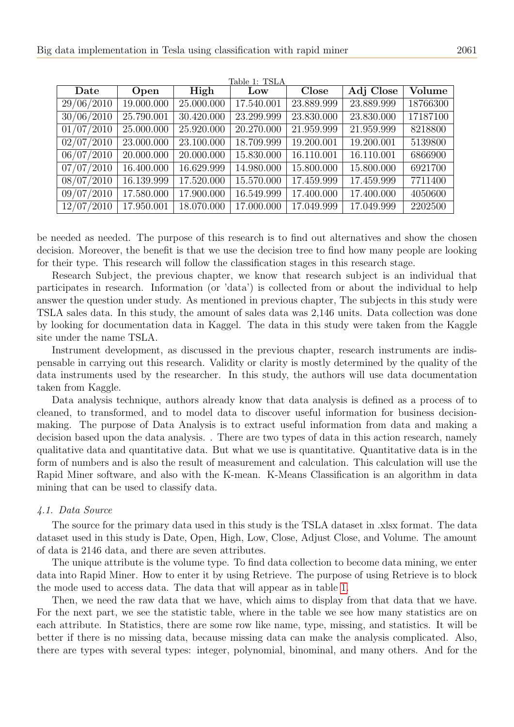Table 1: TSLA

| Date | Open | High | Low | Close | Adj Close | Volume |
|---|---|---|---|---|---|---|
| 29/06/2010 | 19.000.000 | 25.000.000 | 17.540.001 | 23.889.999 | 23.889.999 | 18766300 |
| 30/06/2010 | 25.790.001 | 30.420.000 | 23.299.999 | 23.830.000 | 23.830.000 | 17187100 |
| 01/07/2010 | 25.000.000 | 25.920.000 | 20.270.000 | 21.959.999 | 21.959.999 | 8218800 |
| 02/07/2010 | 23.000.000 | 23.100.000 | 18.709.999 | 19.200.001 | 19.200.001 | 5139800 |
| 06/07/2010 | 20.000.000 | 20.000.000 | 15.830.000 | 16.110.001 | 16.110.001 | 6866900 |
| 07/07/2010 | 16.400.000 | 16.629.999 | 14.980.000 | 15.800.000 | 15.800.000 | 6921700 |
| 08/07/2010 | 16.139.999 | 17.520.000 | 15.570.000 | 17.459.999 | 17.459.999 | 7711400 |
| 09/07/2010 | 17.580.000 | 17.900.000 | 16.549.999 | 17.400.000 | 17.400.000 | 4050600 |
| 12/07/2010 | 17.950.001 | 18.070.000 | 17.000.000 | 17.049.999 | 17.049.999 | 2202500 |

be needed as needed. The purpose of this research is to find out alternatives and show the chosen decision. Moreover, the benefit is that we use the decision tree to find how many people are looking for their type. This research will follow the classification stages in this research stage.

Research Subject, the previous chapter, we know that research subject is an individual that participates in research. Information (or 'data') is collected from or about the individual to help answer the question under study. As mentioned in previous chapter, The subjects in this study were TSLA sales data. In this study, the amount of sales data was 2,146 units. Data collection was done by looking for documentation data in Kaggel. The data in this study were taken from the Kaggle site under the name TSLA.

Instrument development, as discussed in the previous chapter, research instruments are indispensable in carrying out this research. Validity or clarity is mostly determined by the quality of the data instruments used by the researcher. In this study, the authors will use data documentation taken from Kaggle.

Data analysis technique, authors already know that data analysis is defined as a process of to cleaned, to transformed, and to model data to discover useful information for business decision-making. The purpose of Data Analysis is to extract useful information from data and making a decision based upon the data analysis. . There are two types of data in this action research, namely qualitative data and quantitative data. But what we use is quantitative. Quantitative data is in the form of numbers and is also the result of measurement and calculation. This calculation will use the Rapid Miner software, and also with the K-mean. K-Means Classification is an algorithm in data mining that can be used to classify data.

### *4.1. Data Source*

The source for the primary data used in this study is the TSLA dataset in .xlsx format. The data dataset used in this study is Date, Open, High, Low, Close, Adjust Close, and Volume. The amount of data is 2146 data, and there are seven attributes.

The unique attribute is the volume type. To find data collection to become data mining, we enter data into Rapid Miner. How to enter it by using Retrieve. The purpose of using Retrieve is to block the mode used to access data. The data that will appear as in table 1.

Then, we need the raw data that we have, which aims to display from that data that we have. For the next part, we see the statistic table, where in the table we see how many statistics are on each attribute. In Statistics, there are some row like name, type, missing, and statistics. It will be better if there is no missing data, because missing data can make the analysis complicated. Also, there are types with several types: integer, polynomial, binominal, and many others. And for the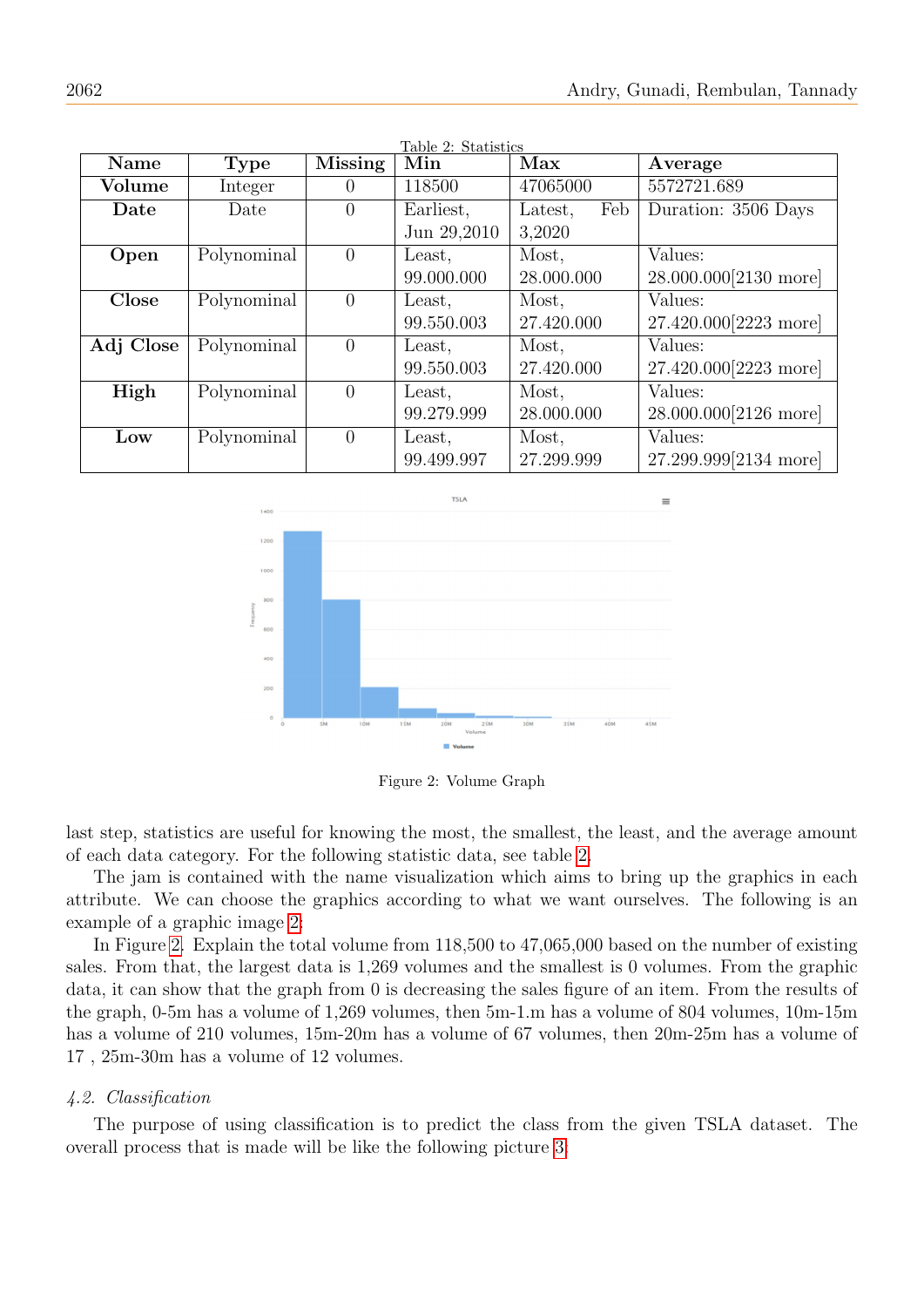Table 2: Statistics

| Name | Type | Missing | Min | Max | Average |
|---|---|---|---|---|---|
| **Volume** | Integer | 0 | 118500 | 47065000 | 5572721.689 |
| **Date** | Date | 0 | Earliest, Jun 29,2010 | Latest, Feb 3,2020 | Duration: 3506 Days |
| **Open** | Polynominal | 0 | Least, 99.000.000 | Most, 28.000.000 | Values: 28.000.000[2130 more] |
| **Close** | Polynominal | 0 | Least, 99.550.003 | Most, 27.420.000 | Values: 27.420.000[2223 more] |
| **Adj Close** | Polynominal | 0 | Least, 99.550.003 | Most, 27.420.000 | Values: 27.420.000[2223 more] |
| **High** | Polynominal | 0 | Least, 99.279.999 | Most, 28.000.000 | Values: 28.000.000[2126 more] |
| **Low** | Polynominal | 0 | Least, 99.499.997 | Most, 27.299.999 | Values: 27.299.999[2134 more] |

Figure 2: Volume Graph

last step, statistics are useful for knowing the most, the smallest, the least, and the average amount of each data category. For the following statistic data, see table 2.

The jam is contained with the name visualization which aims to bring up the graphics in each attribute. We can choose the graphics according to what we want ourselves. The following is an example of a graphic image 2:

In Figure 2. Explain the total volume from 118,500 to 47,065,000 based on the number of existing sales. From that, the largest data is 1,269 volumes and the smallest is 0 volumes. From the graphic data, it can show that the graph from 0 is decreasing the sales figure of an item. From the results of the graph, 0-5m has a volume of 1,269 volumes, then 5m-1.m has a volume of 804 volumes, 10m-15m has a volume of 210 volumes, 15m-20m has a volume of 67 volumes, then 20m-25m has a volume of 17 , 25m-30m has a volume of 12 volumes.

### *4.2. Classification*

The purpose of using classification is to predict the class from the given TSLA dataset. The overall process that is made will be like the following picture 3: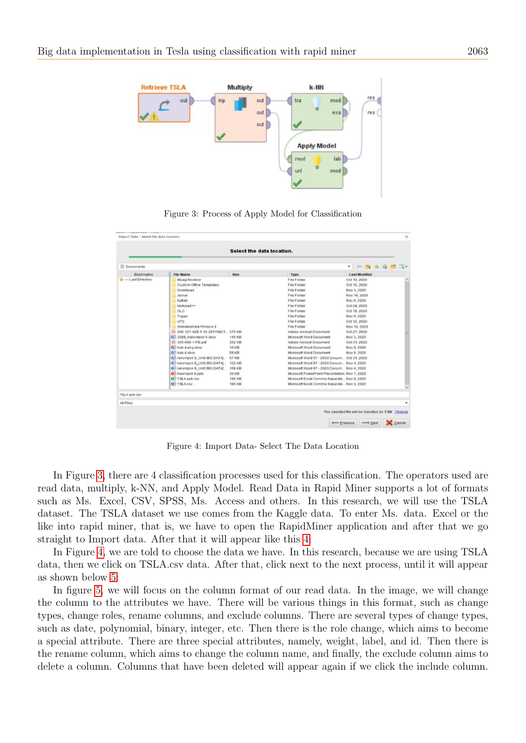Figure 3: Process of Apply Model for Classification

Figure 4: Import Data- Select The Data Location

In Figure 3, there are 4 classification processes used for this classification. The operators used are read data, multiply, k-NN, and Apply Model. Read Data in Rapid Miner supports a lot of formats such as Ms. Excel, CSV, SPSS, Ms. Access and others. In this research, we will use the TSLA dataset. The TSLA dataset we use comes from the Kaggle data. To enter Ms. data. Excel or the like into rapid miner, that is, we have to open the RapidMiner application and after that we go straight to Import data. After that it will appear like this 4.

In Figure 4, we are told to choose the data we have. In this research, because we are using TSLA data, then we click on TSLA.csv data. After that, click next to the next process, until it will appear as shown below 5.

In figure 5, we will focus on the column format of our read data. In the image, we will change the column to the attributes we have. There will be various things in this format, such as change types, change roles, rename columns, and exclude columns. There are several types of change types, such as date, polynomial, binary, integer, etc. Then there is the role change, which aims to become a special attribute. There are three special attributes, namely, weight, label, and id. Then there is the rename column, which aims to change the column name, and finally, the exclude column aims to delete a column. Columns that have been deleted will appear again if we click the include column.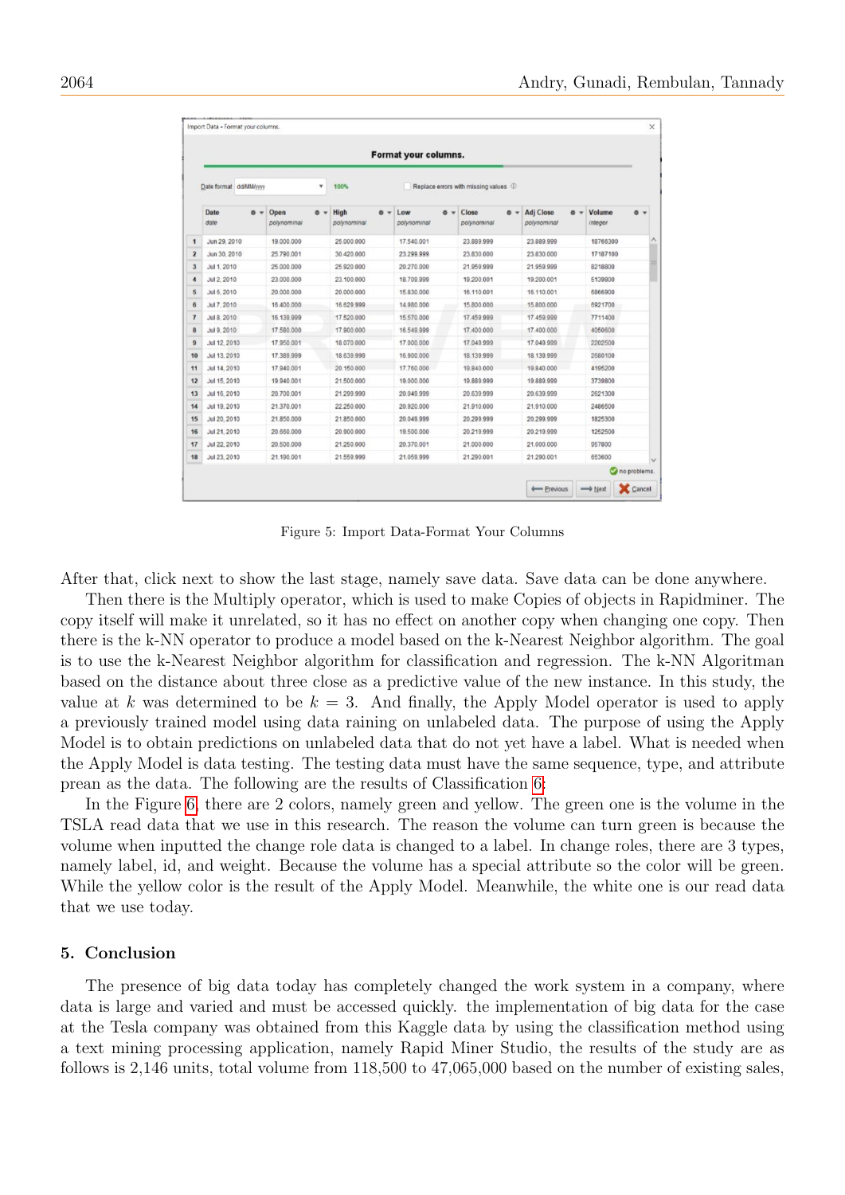Import Data - Format your columns.

**Format your columns.**

Date format: dd/MM/yyyy    100%    Replace errors with missing values

| | Date (date) | Open (polynominal) | High (polynominal) | Low (polynominal) | Close (polynominal) | Adj Close (polynominal) | Volume (integer) |
|---|---|---|---|---|---|---|---|
| 1 | Jun 29, 2010 | 19.000.000 | 25.000.000 | 17.540.001 | 23.889.999 | 23.889.999 | 18766300 |
| 2 | Jun 30, 2010 | 25.790.001 | 30.420.000 | 23.299.999 | 23.830.000 | 23.830.000 | 17187100 |
| 3 | Jul 1, 2010 | 25.000.000 | 25.920.000 | 20.270.000 | 21.959.999 | 21.959.999 | 8218800 |
| 4 | Jul 2, 2010 | 23.000.000 | 23.100.000 | 18.709.999 | 19.200.001 | 19.200.001 | 5139800 |
| 5 | Jul 6, 2010 | 20.000.000 | 20.000.000 | 15.830.000 | 16.110.001 | 16.110.001 | 6866900 |
| 6 | Jul 7, 2010 | 16.400.000 | 16.629.999 | 14.980.000 | 15.800.000 | 15.800.000 | 6921700 |
| 7 | Jul 8, 2010 | 16.139.999 | 17.520.000 | 15.570.000 | 17.459.999 | 17.459.999 | 7711400 |
| 8 | Jul 9, 2010 | 17.580.000 | 17.900.000 | 16.549.999 | 17.400.000 | 17.400.000 | 4050600 |
| 9 | Jul 12, 2010 | 17.950.001 | 18.070.000 | 17.000.000 | 17.049.999 | 17.049.999 | 2202500 |
| 10 | Jul 13, 2010 | 17.389.999 | 18.639.999 | 16.900.000 | 18.139.999 | 18.139.999 | 2680100 |
| 11 | Jul 14, 2010 | 17.940.001 | 20.150.000 | 17.760.000 | 19.840.000 | 19.840.000 | 4195200 |
| 12 | Jul 15, 2010 | 19.940.001 | 21.500.000 | 19.000.000 | 19.889.999 | 19.889.999 | 3739800 |
| 13 | Jul 16, 2010 | 20.700.001 | 21.299.999 | 20.049.999 | 20.639.999 | 20.639.999 | 2621300 |
| 14 | Jul 19, 2010 | 21.370.001 | 22.250.000 | 20.920.000 | 21.910.000 | 21.910.000 | 2486500 |
| 15 | Jul 20, 2010 | 21.850.000 | 21.850.000 | 20.049.999 | 20.299.999 | 20.299.999 | 1825300 |
| 16 | Jul 21, 2010 | 20.660.000 | 20.900.000 | 19.500.000 | 20.219.999 | 20.219.999 | 1252500 |
| 17 | Jul 22, 2010 | 20.500.000 | 21.250.000 | 20.370.001 | 21.000.000 | 21.000.000 | 957800 |
| 18 | Jul 23, 2010 | 21.190.001 | 21.559.999 | 21.059.999 | 21.290.001 | 21.290.001 | 653600 |

no problems.

Previous  Next  Cancel

Figure 5: Import Data-Format Your Columns

After that, click next to show the last stage, namely save data. Save data can be done anywhere.

Then there is the Multiply operator, which is used to make Copies of objects in Rapidminer. The copy itself will make it unrelated, so it has no effect on another copy when changing one copy. Then there is the k-NN operator to produce a model based on the k-Nearest Neighbor algorithm. The goal is to use the k-Nearest Neighbor algorithm for classification and regression. The k-NN Algoritman based on the distance about three close as a predictive value of the new instance. In this study, the value at $k$ was determined to be $k = 3$. And finally, the Apply Model operator is used to apply a previously trained model using data raining on unlabeled data. The purpose of using the Apply Model is to obtain predictions on unlabeled data that do not yet have a label. What is needed when the Apply Model is data testing. The testing data must have the same sequence, type, and attribute prean as the data. The following are the results of Classification 6:

In the Figure 6, there are 2 colors, namely green and yellow. The green one is the volume in the TSLA read data that we use in this research. The reason the volume can turn green is because the volume when inputted the change role data is changed to a label. In change roles, there are 3 types, namely label, id, and weight. Because the volume has a special attribute so the color will be green. While the yellow color is the result of the Apply Model. Meanwhile, the white one is our read data that we use today.

## 5. Conclusion

The presence of big data today has completely changed the work system in a company, where data is large and varied and must be accessed quickly. the implementation of big data for the case at the Tesla company was obtained from this Kaggle data by using the classification method using a text mining processing application, namely Rapid Miner Studio, the results of the study are as follows is 2,146 units, total volume from 118,500 to 47,065,000 based on the number of existing sales,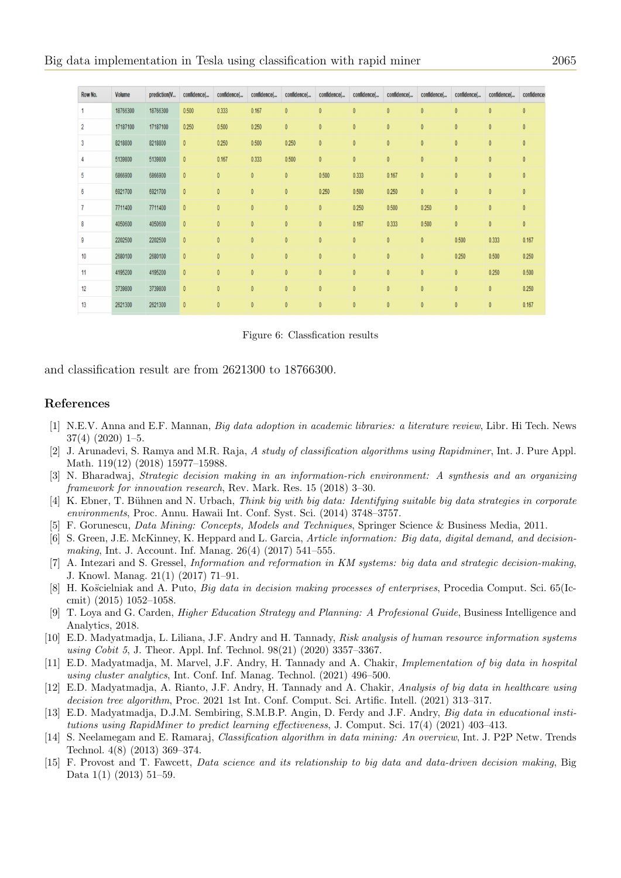| Row No. | Volume | prediction(V... | confidence(... | confidence(... | confidence(... | confidence(... | confidence(... | confidence(... | confidence(... | confidence(... | confidence(... | confidence(... | confidence |
|---|---|---|---|---|---|---|---|---|---|---|---|---|---|
| 1 | 18766300 | 18766300 | 0.500 | 0.333 | 0.167 | 0 | 0 | 0 | 0 | 0 | 0 | 0 | 0 |
| 2 | 17187100 | 17187100 | 0.250 | 0.500 | 0.250 | 0 | 0 | 0 | 0 | 0 | 0 | 0 | 0 |
| 3 | 8218800 | 8218800 | 0 | 0.250 | 0.500 | 0.250 | 0 | 0 | 0 | 0 | 0 | 0 | 0 |
| 4 | 5139800 | 5139800 | 0 | 0.167 | 0.333 | 0.500 | 0 | 0 | 0 | 0 | 0 | 0 | 0 |
| 5 | 6866900 | 6866900 | 0 | 0 | 0 | 0 | 0.500 | 0.333 | 0.167 | 0 | 0 | 0 | 0 |
| 6 | 6921700 | 6921700 | 0 | 0 | 0 | 0 | 0.250 | 0.500 | 0.250 | 0 | 0 | 0 | 0 |
| 7 | 7711400 | 7711400 | 0 | 0 | 0 | 0 | 0 | 0.250 | 0.500 | 0.250 | 0 | 0 | 0 |
| 8 | 4050600 | 4050600 | 0 | 0 | 0 | 0 | 0 | 0.167 | 0.333 | 0.500 | 0 | 0 | 0 |
| 9 | 2202500 | 2202500 | 0 | 0 | 0 | 0 | 0 | 0 | 0 | 0 | 0.500 | 0.333 | 0.167 |
| 10 | 2680100 | 2680100 | 0 | 0 | 0 | 0 | 0 | 0 | 0 | 0 | 0.250 | 0.500 | 0.250 |
| 11 | 4195200 | 4195200 | 0 | 0 | 0 | 0 | 0 | 0 | 0 | 0 | 0 | 0.250 | 0.500 |
| 12 | 3739800 | 3739800 | 0 | 0 | 0 | 0 | 0 | 0 | 0 | 0 | 0 | 0 | 0.250 |
| 13 | 2621300 | 2621300 | 0 | 0 | 0 | 0 | 0 | 0 | 0 | 0 | 0 | 0 | 0.167 |

Figure 6: Classfication results

and classification result are from 2621300 to 18766300.

## References

[1] N.E.V. Anna and E.F. Mannan, *Big data adoption in academic libraries: a literature review*, Libr. Hi Tech. News 37(4) (2020) 1–5.

[2] J. Arunadevi, S. Ramya and M.R. Raja, *A study of classification algorithms using Rapidminer*, Int. J. Pure Appl. Math. 119(12) (2018) 15977–15988.

[3] N. Bharadwaj, *Strategic decision making in an information-rich environment: A synthesis and an organizing framework for innovation research*, Rev. Mark. Res. 15 (2018) 3–30.

[4] K. Ebner, T. Bühnen and N. Urbach, *Think big with big data: Identifying suitable big data strategies in corporate environments*, Proc. Annu. Hawaii Int. Conf. Syst. Sci. (2014) 3748–3757.

[5] F. Gorunescu, *Data Mining: Concepts, Models and Techniques*, Springer Science & Business Media, 2011.

[6] S. Green, J.E. McKinney, K. Heppard and L. Garcia, *Article information: Big data, digital demand, and decision-making*, Int. J. Account. Inf. Manag. 26(4) (2017) 541–555.

[7] A. Intezari and S. Gressel, *Information and reformation in KM systems: big data and strategic decision-making*, J. Knowl. Manag. 21(1) (2017) 71–91.

[8] H. Koščielniak and A. Puto, *Big data in decision making processes of enterprises*, Procedia Comput. Sci. 65(Iccmit) (2015) 1052–1058.

[9] T. Loya and G. Carden, *Higher Education Strategy and Planning: A Profesional Guide*, Business Intelligence and Analytics, 2018.

[10] E.D. Madyatmadja, L. Liliana, J.F. Andry and H. Tannady, *Risk analysis of human resource information systems using Cobit 5*, J. Theor. Appl. Inf. Technol. 98(21) (2020) 3357–3367.

[11] E.D. Madyatmadja, M. Marvel, J.F. Andry, H. Tannady and A. Chakir, *Implementation of big data in hospital using cluster analytics*, Int. Conf. Inf. Manag. Technol. (2021) 496–500.

[12] E.D. Madyatmadja, A. Rianto, J.F. Andry, H. Tannady and A. Chakir, *Analysis of big data in healthcare using decision tree algorithm*, Proc. 2021 1st Int. Conf. Comput. Sci. Artific. Intell. (2021) 313–317.

[13] E.D. Madyatmadja, D.J.M. Sembiring, S.M.B.P. Angin, D. Ferdy and J.F. Andry, *Big data in educational institutions using RapidMiner to predict learning effectiveness*, J. Comput. Sci. 17(4) (2021) 403–413.

[14] S. Neelamegam and E. Ramaraj, *Classification algorithm in data mining: An overview*, Int. J. P2P Netw. Trends Technol. 4(8) (2013) 369–374.

[15] F. Provost and T. Fawcett, *Data science and its relationship to big data and data-driven decision making*, Big Data 1(1) (2013) 51–59.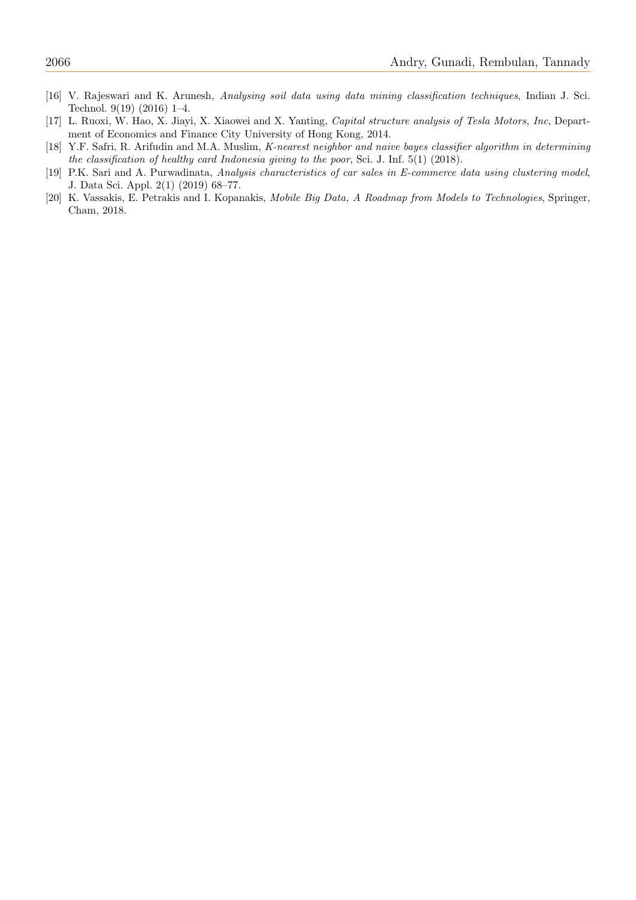[16] V. Rajeswari and K. Arunesh, *Analysing soil data using data mining classification techniques*, Indian J. Sci. Technol. 9(19) (2016) 1–4.

[17] L. Ruoxi, W. Hao, X. Jiayi, X. Xiaowei and X. Yanting, *Capital structure analysis of Tesla Motors, Inc*, Department of Economics and Finance City University of Hong Kong, 2014.

[18] Y.F. Safri, R. Arifudin and M.A. Muslim, *K-nearest neighbor and naive bayes classifier algorithm in determining the classification of healthy card Indonesia giving to the poor*, Sci. J. Inf. 5(1) (2018).

[19] P.K. Sari and A. Purwadinata, *Analysis characteristics of car sales in E-commerce data using clustering model*, J. Data Sci. Appl. 2(1) (2019) 68–77.

[20] K. Vassakis, E. Petrakis and I. Kopanakis, *Mobile Big Data, A Roadmap from Models to Technologies*, Springer, Cham, 2018.